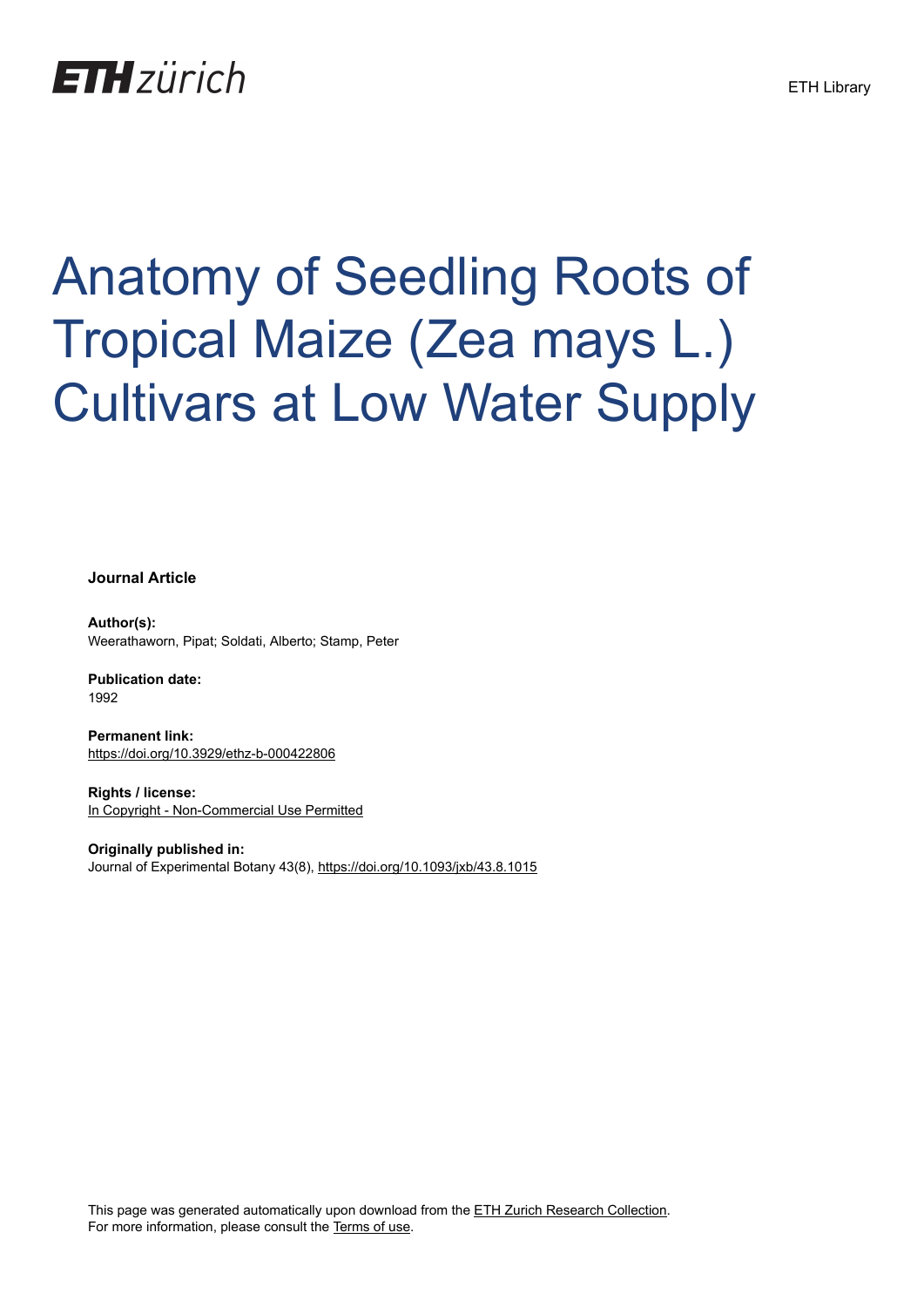ETH zürich

ETH Library

# Anatomy of Seedling Roots of Tropical Maize (Zea mays L.) Cultivars at Low Water Supply

**Journal Article**

**Author(s):**
Weerathaworn, Pipat; Soldati, Alberto; Stamp, Peter

**Publication date:**
1992

**Permanent link:**
https://doi.org/10.3929/ethz-b-000422806

**Rights / license:**
In Copyright - Non-Commercial Use Permitted

**Originally published in:**
Journal of Experimental Botany 43(8), https://doi.org/10.1093/jxb/43.8.1015

This page was generated automatically upon download from the ETH Zurich Research Collection.
For more information, please consult the Terms of use.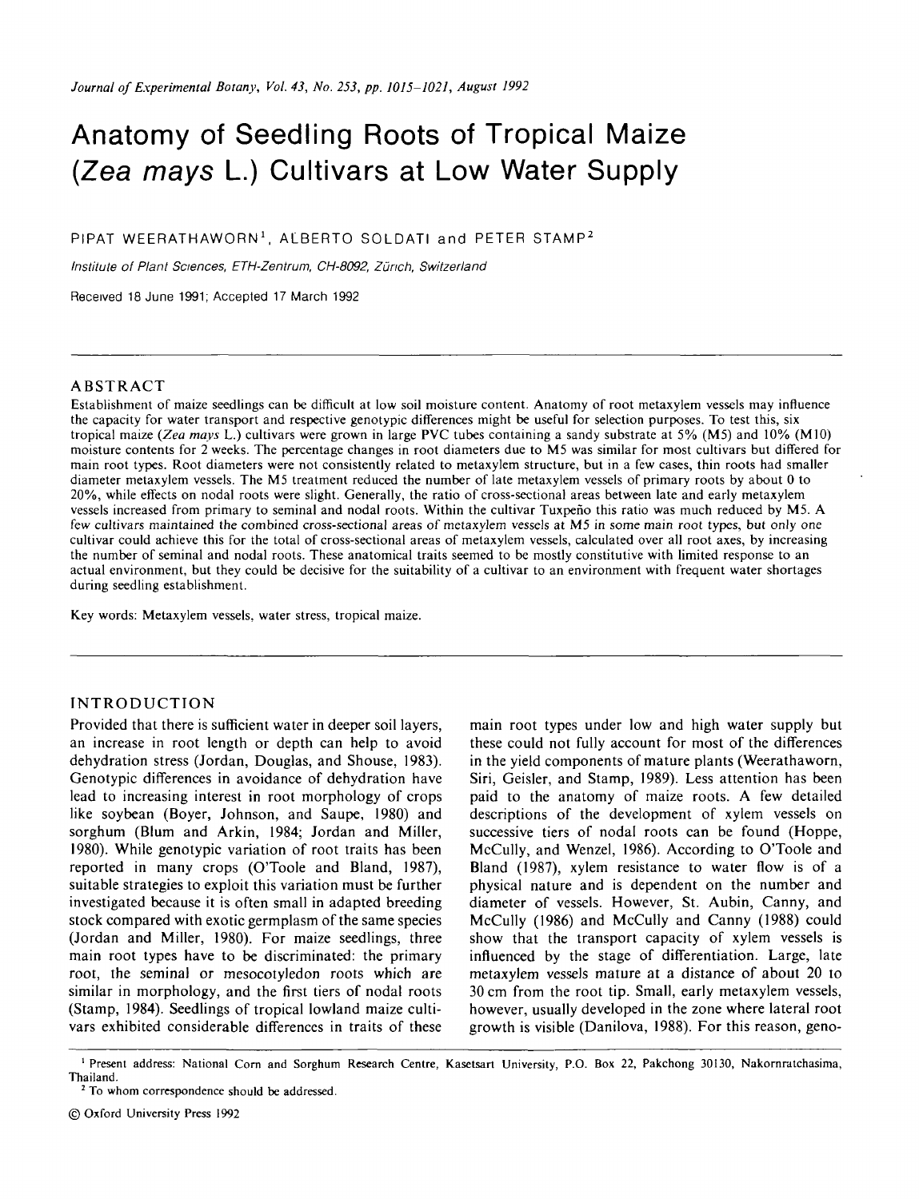# Anatomy of Seedling Roots of Tropical Maize (*Zea mays* L.) Cultivars at Low Water Supply

PIPAT WEERATHAWORN[1], ALBERTO SOLDATI and PETER STAMP[2]

*Institute of Plant Sciences, ETH-Zentrum, CH-8092, Zürich, Switzerland*

Received 18 June 1991; Accepted 17 March 1992

## ABSTRACT

Establishment of maize seedlings can be difficult at low soil moisture content. Anatomy of root metaxylem vessels may influence the capacity for water transport and respective genotypic differences might be useful for selection purposes. To test this, six tropical maize (*Zea mays* L.) cultivars were grown in large PVC tubes containing a sandy substrate at 5% (M5) and 10% (M10) moisture contents for 2 weeks. The percentage changes in root diameters due to M5 was similar for most cultivars but differed for main root types. Root diameters were not consistently related to metaxylem structure, but in a few cases, thin roots had smaller diameter metaxylem vessels. The M5 treatment reduced the number of late metaxylem vessels of primary roots by about 0 to 20%, while effects on nodal roots were slight. Generally, the ratio of cross-sectional areas between late and early metaxylem vessels increased from primary to seminal and nodal roots. Within the cultivar Tuxpeño this ratio was much reduced by M5. A few cultivars maintained the combined cross-sectional areas of metaxylem vessels at M5 in some main root types, but only one cultivar could achieve this for the total of cross-sectional areas of metaxylem vessels, calculated over all root axes, by increasing the number of seminal and nodal roots. These anatomical traits seemed to be mostly constitutive with limited response to an actual environment, but they could be decisive for the suitability of a cultivar to an environment with frequent water shortages during seedling establishment.

Key words: Metaxylem vessels, water stress, tropical maize.

## INTRODUCTION

Provided that there is sufficient water in deeper soil layers, an increase in root length or depth can help to avoid dehydration stress (Jordan, Douglas, and Shouse, 1983). Genotypic differences in avoidance of dehydration have lead to increasing interest in root morphology of crops like soybean (Boyer, Johnson, and Saupe, 1980) and sorghum (Blum and Arkin, 1984; Jordan and Miller, 1980). While genotypic variation of root traits has been reported in many crops (O'Toole and Bland, 1987), suitable strategies to exploit this variation must be further investigated because it is often small in adapted breeding stock compared with exotic germplasm of the same species (Jordan and Miller, 1980). For maize seedlings, three main root types have to be discriminated: the primary root, the seminal or mesocotyledon roots which are similar in morphology, and the first tiers of nodal roots (Stamp, 1984). Seedlings of tropical lowland maize cultivars exhibited considerable differences in traits of these main root types under low and high water supply but these could not fully account for most of the differences in the yield components of mature plants (Weerathaworn, Siri, Geisler, and Stamp, 1989). Less attention has been paid to the anatomy of maize roots. A few detailed descriptions of the development of xylem vessels on successive tiers of nodal roots can be found (Hoppe, McCully, and Wenzel, 1986). According to O'Toole and Bland (1987), xylem resistance to water flow is of a physical nature and is dependent on the number and diameter of vessels. However, St. Aubin, Canny, and McCully (1986) and McCully and Canny (1988) could show that the transport capacity of xylem vessels is influenced by the stage of differentiation. Large, late metaxylem vessels mature at a distance of about 20 to 30 cm from the root tip. Small, early metaxylem vessels, however, usually developed in the zone where lateral root growth is visible (Danilova, 1988). For this reason, geno-

[1] Present address: National Corn and Sorghum Research Centre, Kasetsart University, P.O. Box 22, Pakchong 30130, Nakornratchasima, Thailand.

[2] To whom correspondence should be addressed.

© Oxford University Press 1992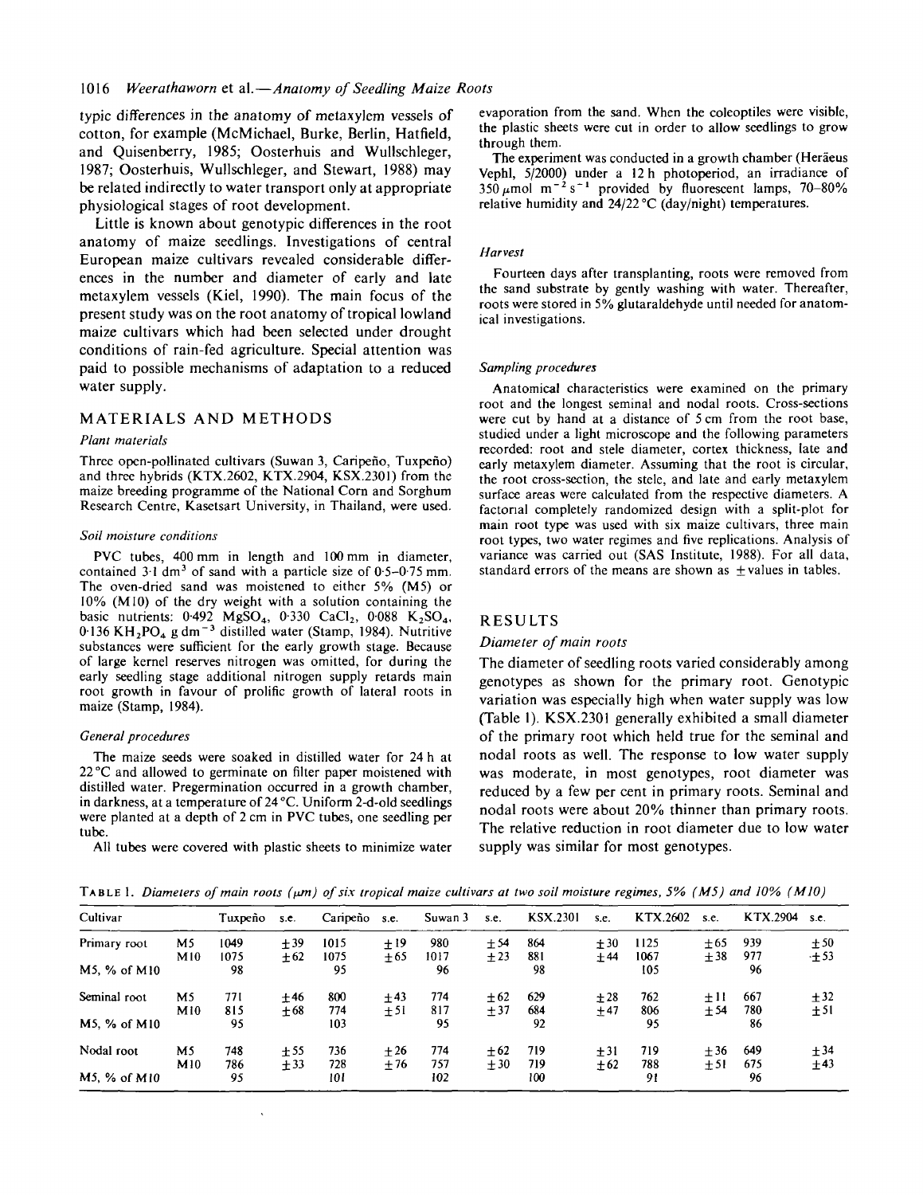typic differences in the anatomy of metaxylem vessels of cotton, for example (McMichael, Burke, Berlin, Hatfield, and Quisenberry, 1985; Oosterhuis and Wullschleger, 1987; Oosterhuis, Wullschleger, and Stewart, 1988) may be related indirectly to water transport only at appropriate physiological stages of root development.

Little is known about genotypic differences in the root anatomy of maize seedlings. Investigations of central European maize cultivars revealed considerable differences in the number and diameter of early and late metaxylem vessels (Kiel, 1990). The main focus of the present study was on the root anatomy of tropical lowland maize cultivars which had been selected under drought conditions of rain-fed agriculture. Special attention was paid to possible mechanisms of adaptation to a reduced water supply.

## MATERIALS AND METHODS

### *Plant materials*

Three open-pollinated cultivars (Suwan 3, Caripeño, Tuxpeño) and three hybrids (KTX.2602, KTX.2904, KSX.2301) from the maize breeding programme of the National Corn and Sorghum Research Centre, Kasetsart University, in Thailand, were used.

### *Soil moisture conditions*

PVC tubes, 400 mm in length and 100 mm in diameter, contained 3·1 $dm^3$ of sand with a particle size of 0·5–0·75 mm. The oven-dried sand was moistened to either 5% (M5) or 10% (M10) of the dry weight with a solution containing the basic nutrients: 0·492 $MgSO_4$, 0·330 $CaCl_2$, 0·088 $K_2SO_4$, 0·136 $KH_2PO_4$ g $dm^{-3}$ distilled water (Stamp, 1984). Nutritive substances were sufficient for the early growth stage. Because of large kernel reserves nitrogen was omitted, for during the early seedling stage additional nitrogen supply retards main root growth in favour of prolific growth of lateral roots in maize (Stamp, 1984).

### *General procedures*

The maize seeds were soaked in distilled water for 24 h at 22 °C and allowed to germinate on filter paper moistened with distilled water. Pregermination occurred in a growth chamber, in darkness, at a temperature of 24 °C. Uniform 2-d-old seedlings were planted at a depth of 2 cm in PVC tubes, one seedling per tube.

All tubes were covered with plastic sheets to minimize water evaporation from the sand. When the coleoptiles were visible, the plastic sheets were cut in order to allow seedlings to grow through them.

The experiment was conducted in a growth chamber (Heräeus Vephl, 5/2000) under a 12 h photoperiod, an irradiance of 350 $\mu$mol $m^{-2}$ $s^{-1}$ provided by fluorescent lamps, 70–80% relative humidity and 24/22 °C (day/night) temperatures.

### *Harvest*

Fourteen days after transplanting, roots were removed from the sand substrate by gently washing with water. Thereafter, roots were stored in 5% glutaraldehyde until needed for anatomical investigations.

### *Sampling procedures*

Anatomical characteristics were examined on the primary root and the longest seminal and nodal roots. Cross-sections were cut by hand at a distance of 5 cm from the root base, studied under a light microscope and the following parameters recorded: root and stele diameter, cortex thickness, late and early metaxylem diameter. Assuming that the root is circular, the root cross-section, the stele, and late and early metaxylem surface areas were calculated from the respective diameters. A factorial completely randomized design with a split-plot for main root type was used with six maize cultivars, three main root types, two water regimes and five replications. Analysis of variance was carried out (SAS Institute, 1988). For all data, standard errors of the means are shown as ± values in tables.

## RESULTS

### *Diameter of main roots*

The diameter of seedling roots varied considerably among genotypes as shown for the primary root. Genotypic variation was especially high when water supply was low (Table 1). KSX.2301 generally exhibited a small diameter of the primary root which held true for the seminal and nodal roots as well. The response to low water supply was moderate, in most genotypes, root diameter was reduced by a few per cent in primary roots. Seminal and nodal roots were about 20% thinner than primary roots. The relative reduction in root diameter due to low water supply was similar for most genotypes.

TABLE 1. *Diameters of main roots ($\mu m$) of six tropical maize cultivars at two soil moisture regimes, 5% (M5) and 10% (M10)*

| Cultivar | | Tuxpeño | s.e. | Caripeño | s.e. | Suwan 3 | s.e. | KSX.2301 | s.e. | KTX.2602 | s.e. | KTX.2904 | s.e. |
|---|---|---|---|---|---|---|---|---|---|---|---|---|---|
| Primary root | M5 | 1049 | ±39 | 1015 | ±19 | 980 | ±54 | 864 | ±30 | 1125 | ±65 | 939 | ±50 |
| | M10 | 1075 | ±62 | 1075 | ±65 | 1017 | ±23 | 881 | ±44 | 1067 | ±38 | 977 | ±53 |
| M5, % of M10 | | 98 | | 95 | | 96 | | 98 | | 105 | | 96 | |
| Seminal root | M5 | 771 | ±46 | 800 | ±43 | 774 | ±62 | 629 | ±28 | 762 | ±11 | 667 | ±32 |
| | M10 | 815 | ±68 | 774 | ±51 | 817 | ±37 | 684 | ±47 | 806 | ±54 | 780 | ±51 |
| M5, % of M10 | | 95 | | 103 | | 95 | | 92 | | 95 | | 86 | |
| Nodal root | M5 | 748 | ±55 | 736 | ±26 | 774 | ±62 | 719 | ±31 | 719 | ±36 | 649 | ±34 |
| | M10 | 786 | ±33 | 728 | ±76 | 757 | ±30 | 719 | ±62 | 788 | ±51 | 675 | ±43 |
| M5, % of M10 | | 95 | | 101 | | 102 | | 100 | | 91 | | 96 | |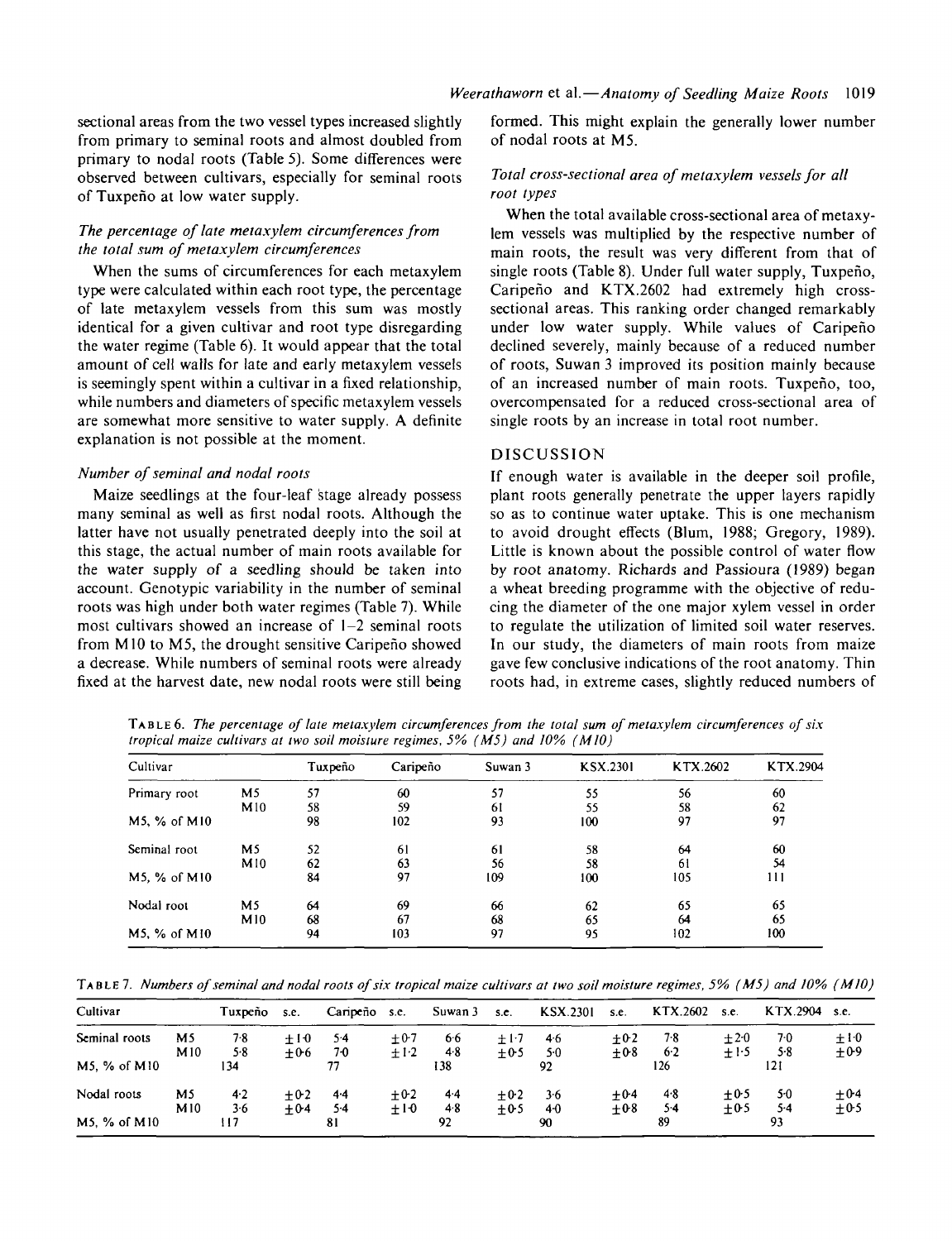sectional areas from the two vessel types increased slightly from primary to seminal roots and almost doubled from primary to nodal roots (Table 5). Some differences were observed between cultivars, especially for seminal roots of Tuxpeño at low water supply.

### *The percentage of late metaxylem circumferences from the total sum of metaxylem circumferences*

When the sums of circumferences for each metaxylem type were calculated within each root type, the percentage of late metaxylem vessels from this sum was mostly identical for a given cultivar and root type disregarding the water regime (Table 6). It would appear that the total amount of cell walls for late and early metaxylem vessels is seemingly spent within a cultivar in a fixed relationship, while numbers and diameters of specific metaxylem vessels are somewhat more sensitive to water supply. A definite explanation is not possible at the moment.

### *Number of seminal and nodal roots*

Maize seedlings at the four-leaf stage already possess many seminal as well as first nodal roots. Although the latter have not usually penetrated deeply into the soil at this stage, the actual number of main roots available for the water supply of a seedling should be taken into account. Genotypic variability in the number of seminal roots was high under both water regimes (Table 7). While most cultivars showed an increase of 1–2 seminal roots from M10 to M5, the drought sensitive Caripeño showed a decrease. While numbers of seminal roots were already fixed at the harvest date, new nodal roots were still being formed. This might explain the generally lower number of nodal roots at M5.

### *Total cross-sectional area of metaxylem vessels for all root types*

When the total available cross-sectional area of metaxylem vessels was multiplied by the respective number of main roots, the result was very different from that of single roots (Table 8). Under full water supply, Tuxpeño, Caripeño and KTX.2602 had extremely high cross-sectional areas. This ranking order changed remarkably under low water supply. While values of Caripeño declined severely, mainly because of a reduced number of roots, Suwan 3 improved its position mainly because of an increased number of main roots. Tuxpeño, too, overcompensated for a reduced cross-sectional area of single roots by an increase in total root number.

## DISCUSSION

If enough water is available in the deeper soil profile, plant roots generally penetrate the upper layers rapidly so as to continue water uptake. This is one mechanism to avoid drought effects (Blum, 1988; Gregory, 1989). Little is known about the possible control of water flow by root anatomy. Richards and Passioura (1989) began a wheat breeding programme with the objective of reducing the diameter of the one major xylem vessel in order to regulate the utilization of limited soil water reserves. In our study, the diameters of main roots from maize gave few conclusive indications of the root anatomy. Thin roots had, in extreme cases, slightly reduced numbers of

TABLE 6. *The percentage of late metaxylem circumferences from the total sum of metaxylem circumferences of six tropical maize cultivars at two soil moisture regimes, 5% (M5) and 10% (M10)*

| Cultivar | | Tuxpeño | Caripeño | Suwan 3 | KSX.2301 | KTX.2602 | KTX.2904 |
|---|---|---|---|---|---|---|---|
| Primary root | M5 | 57 | 60 | 57 | 55 | 56 | 60 |
| | M10 | 58 | 59 | 61 | 55 | 58 | 62 |
| M5, % of M10 | | 98 | 102 | 93 | 100 | 97 | 97 |
| Seminal root | M5 | 52 | 61 | 61 | 58 | 64 | 60 |
| | M10 | 62 | 63 | 56 | 58 | 61 | 54 |
| M5, % of M10 | | 84 | 97 | 109 | 100 | 105 | 111 |
| Nodal root | M5 | 64 | 69 | 66 | 62 | 65 | 65 |
| | M10 | 68 | 67 | 68 | 65 | 64 | 65 |
| M5, % of M10 | | 94 | 103 | 97 | 95 | 102 | 100 |

TABLE 7. *Numbers of seminal and nodal roots of six tropical maize cultivars at two soil moisture regimes, 5% (M5) and 10% (M10)*

| Cultivar | | Tuxpeño | s.e. | Caripeño | s.e. | Suwan 3 | s.e. | KSX.2301 | s.e. | KTX.2602 | s.e. | KTX.2904 | s.e. |
|---|---|---|---|---|---|---|---|---|---|---|---|---|---|
| Seminal roots | M5 | 7·8 | ±1·0 | 5·4 | ±0·7 | 6·6 | ±1·7 | 4·6 | ±0·2 | 7·8 | ±2·0 | 7·0 | ±1·0 |
| | M10 | 5·8 | ±0·6 | 7·0 | ±1·2 | 4·8 | ±0·5 | 5·0 | ±0·8 | 6·2 | ±1·5 | 5·8 | ±0·9 |
| M5, % of M10 | | 134 | | 77 | | 138 | | 92 | | 126 | | 121 | |
| Nodal roots | M5 | 4·2 | ±0·2 | 4·4 | ±0·2 | 4·4 | ±0·2 | 3·6 | ±0·4 | 4·8 | ±0·5 | 5·0 | ±0·4 |
| | M10 | 3·6 | ±0·4 | 5·4 | ±1·0 | 4·8 | ±0·5 | 4·0 | ±0·8 | 5·4 | ±0·5 | 5·4 | ±0·5 |
| M5, % of M10 | | 117 | | 81 | | 92 | | 90 | | 89 | | 93 | |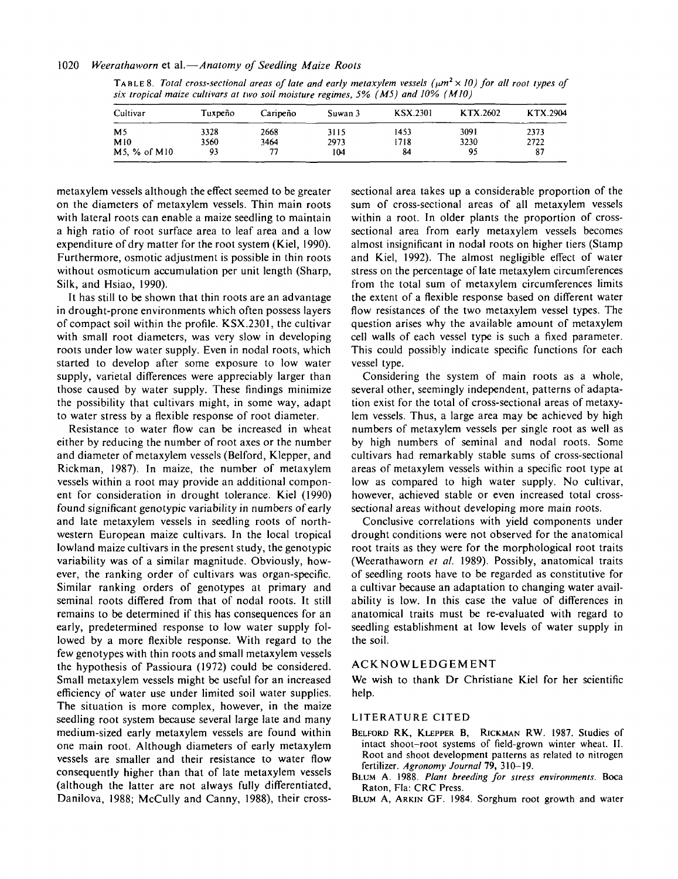TABLE 8. *Total cross-sectional areas of late and early metaxylem vessels ($\mu m^2 \times 10$) for all root types of six tropical maize cultivars at two soil moisture regimes, 5% (M5) and 10% (M10)*

| Cultivar | Tuxpeño | Caripeño | Suwan 3 | KSX.2301 | KTX.2602 | KTX.2904 |
|---|---|---|---|---|---|---|
| M5 | 3328 | 2668 | 3115 | 1453 | 3091 | 2373 |
| M10 | 3560 | 3464 | 2973 | 1718 | 3230 | 2722 |
| M5, % of M10 | 93 | 77 | 104 | 84 | 95 | 87 |

metaxylem vessels although the effect seemed to be greater on the diameters of metaxylem vessels. Thin main roots with lateral roots can enable a maize seedling to maintain a high ratio of root surface area to leaf area and a low expenditure of dry matter for the root system (Kiel, 1990). Furthermore, osmotic adjustment is possible in thin roots without osmoticum accumulation per unit length (Sharp, Silk, and Hsiao, 1990).

It has still to be shown that thin roots are an advantage in drought-prone environments which often possess layers of compact soil within the profile. KSX.2301, the cultivar with small root diameters, was very slow in developing roots under low water supply. Even in nodal roots, which started to develop after some exposure to low water supply, varietal differences were appreciably larger than those caused by water supply. These findings minimize the possibility that cultivars might, in some way, adapt to water stress by a flexible response of root diameter.

Resistance to water flow can be increased in wheat either by reducing the number of root axes or the number and diameter of metaxylem vessels (Belford, Klepper, and Rickman, 1987). In maize, the number of metaxylem vessels within a root may provide an additional component for consideration in drought tolerance. Kiel (1990) found significant genotypic variability in numbers of early and late metaxylem vessels in seedling roots of northwestern European maize cultivars. In the local tropical lowland maize cultivars in the present study, the genotypic variability was of a similar magnitude. Obviously, however, the ranking order of cultivars was organ-specific. Similar ranking orders of genotypes at primary and seminal roots differed from that of nodal roots. It still remains to be determined if this has consequences for an early, predetermined response to low water supply followed by a more flexible response. With regard to the few genotypes with thin roots and small metaxylem vessels the hypothesis of Passioura (1972) could be considered. Small metaxylem vessels might be useful for an increased efficiency of water use under limited soil water supplies. The situation is more complex, however, in the maize seedling root system because several large late and many medium-sized early metaxylem vessels are found within one main root. Although diameters of early metaxylem vessels are smaller and their resistance to water flow consequently higher than that of late metaxylem vessels (although the latter are not always fully differentiated, Danilova, 1988; McCully and Canny, 1988), their cross-sectional area takes up a considerable proportion of the sum of cross-sectional areas of all metaxylem vessels within a root. In older plants the proportion of cross-sectional area from early metaxylem vessels becomes almost insignificant in nodal roots on higher tiers (Stamp and Kiel, 1992). The almost negligible effect of water stress on the percentage of late metaxylem circumferences from the total sum of metaxylem circumferences limits the extent of a flexible response based on different water flow resistances of the two metaxylem vessel types. The question arises why the available amount of metaxylem cell walls of each vessel type is such a fixed parameter. This could possibly indicate specific functions for each vessel type.

Considering the system of main roots as a whole, several other, seemingly independent, patterns of adaptation exist for the total of cross-sectional areas of metaxylem vessels. Thus, a large area may be achieved by high numbers of metaxylem vessels per single root as well as by high numbers of seminal and nodal roots. Some cultivars had remarkably stable sums of cross-sectional areas of metaxylem vessels within a specific root type at low as compared to high water supply. No cultivar, however, achieved stable or even increased total cross-sectional areas without developing more main roots.

Conclusive correlations with yield components under drought conditions were not observed for the anatomical root traits as they were for the morphological root traits (Weerathaworn *et al.* 1989). Possibly, anatomical traits of seedling roots have to be regarded as constitutive for a cultivar because an adaptation to changing water availability is low. In this case the value of differences in anatomical traits must be re-evaluated with regard to seedling establishment at low levels of water supply in the soil.

## ACKNOWLEDGEMENT

We wish to thank Dr Christiane Kiel for her scientific help.

## LITERATURE CITED

BELFORD RK, KLEPPER B, RICKMAN RW. 1987. Studies of intact shoot–root systems of field-grown winter wheat. II. Root and shoot development patterns as related to nitrogen fertilizer. *Agronomy Journal* **79**, 310–19.

BLUM A. 1988. *Plant breeding for stress environments.* Boca Raton, Fla: CRC Press.

BLUM A, ARKIN GF. 1984. Sorghum root growth and water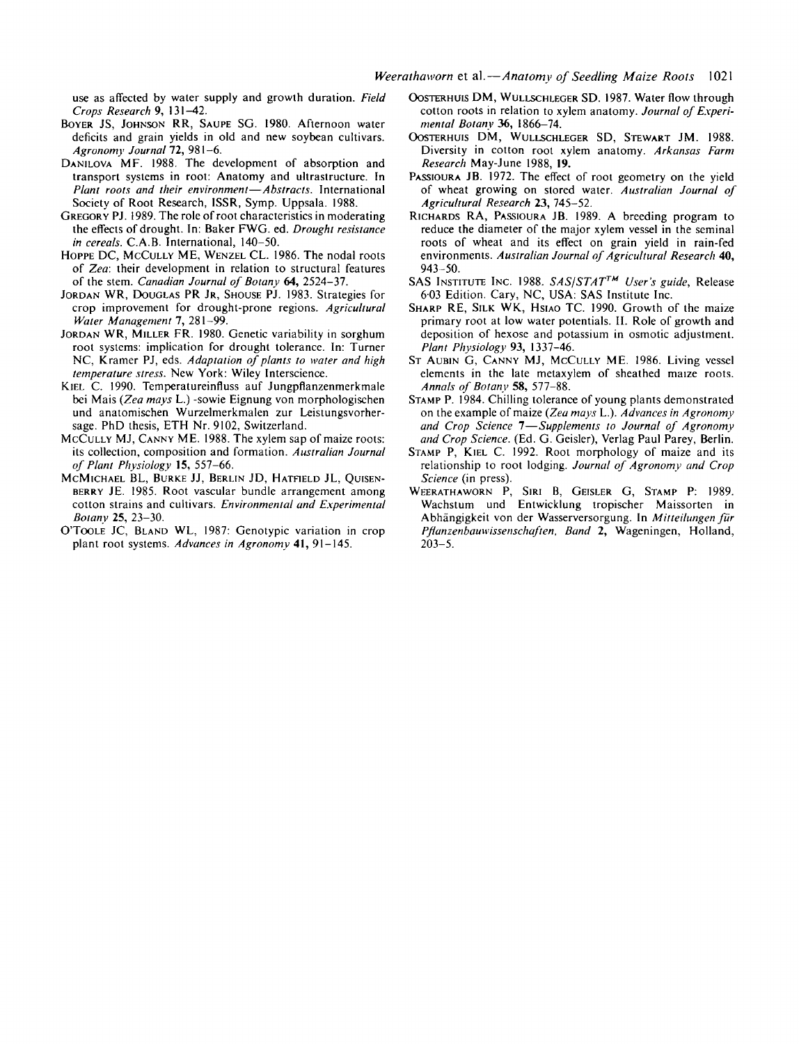use as affected by water supply and growth duration. *Field Crops Research* **9**, 131–42.

Boyer JS, Johnson RR, Saupe SG. 1980. Afternoon water deficits and grain yields in old and new soybean cultivars. *Agronomy Journal* **72**, 981–6.

Danilova MF. 1988. The development of absorption and transport systems in root: Anatomy and ultrastructure. In *Plant roots and their environment—Abstracts*. International Society of Root Research, ISSR, Symp. Uppsala. 1988.

Gregory PJ. 1989. The role of root characteristics in moderating the effects of drought. In: Baker FWG. ed. *Drought resistance in cereals*. C.A.B. International, 140–50.

Hoppe DC, McCully ME, Wenzel CL. 1986. The nodal roots of *Zea*: their development in relation to structural features of the stem. *Canadian Journal of Botany* **64**, 2524–37.

Jordan WR, Douglas PR Jr, Shouse PJ. 1983. Strategies for crop improvement for drought-prone regions. *Agricultural Water Management* **7**, 281–99.

Jordan WR, Miller FR. 1980. Genetic variability in sorghum root systems: implication for drought tolerance. In: Turner NC, Kramer PJ, eds. *Adaptation of plants to water and high temperature stress*. New York: Wiley Interscience.

Kiel C. 1990. Temperatureinfluss auf Jungpflanzenmerkmale bei Mais (*Zea mays* L.) -sowie Eignung von morphologischen und anatomischen Wurzelmerkmalen zur Leistungsvorhersage. PhD thesis, ETH Nr. 9102, Switzerland.

McCully MJ, Canny ME. 1988. The xylem sap of maize roots: its collection, composition and formation. *Australian Journal of Plant Physiology* **15**, 557–66.

McMichael BL, Burke JJ, Berlin JD, Hatfield JL, Quisenberry JE. 1985. Root vascular bundle arrangement among cotton strains and cultivars. *Environmental and Experimental Botany* **25**, 23–30.

O'Toole JC, Bland WL, 1987: Genotypic variation in crop plant root systems. *Advances in Agronomy* **41**, 91–145.

Oosterhuis DM, Wullschleger SD. 1987. Water flow through cotton roots in relation to xylem anatomy. *Journal of Experimental Botany* **36**, 1866–74.

Oosterhuis DM, Wullschleger SD, Stewart JM. 1988. Diversity in cotton root xylem anatomy. *Arkansas Farm Research* May-June 1988, **19**.

Passioura JB. 1972. The effect of root geometry on the yield of wheat growing on stored water. *Australian Journal of Agricultural Research* **23**, 745–52.

Richards RA, Passioura JB. 1989. A breeding program to reduce the diameter of the major xylem vessel in the seminal roots of wheat and its effect on grain yield in rain-fed environments. *Australian Journal of Agricultural Research* **40**, 943–50.

SAS Institute Inc. 1988. *SAS/STAT™ User's guide*, Release 6·03 Edition. Cary, NC, USA: SAS Institute Inc.

Sharp RE, Silk WK, Hsiao TC. 1990. Growth of the maize primary root at low water potentials. II. Role of growth and deposition of hexose and potassium in osmotic adjustment. *Plant Physiology* **93**, 1337–46.

St Aubin G, Canny MJ, McCully ME. 1986. Living vessel elements in the late metaxylem of sheathed maize roots. *Annals of Botany* **58**, 577–88.

Stamp P. 1984. Chilling tolerance of young plants demonstrated on the example of maize (*Zea mays* L.). *Advances in Agronomy and Crop Science* **7**—*Supplements to Journal of Agronomy and Crop Science*. (Ed. G. Geisler), Verlag Paul Parey, Berlin.

Stamp P, Kiel C. 1992. Root morphology of maize and its relationship to root lodging. *Journal of Agronomy and Crop Science* (in press).

Weerathaworn P, Siri B, Geisler G, Stamp P: 1989. Wachstum und Entwicklung tropischer Maissorten in Abhängigkeit von der Wasserversorgung. In *Mitteilungen für Pflanzenbauwissenschaften, Band* **2**, Wageningen, Holland, 203–5.